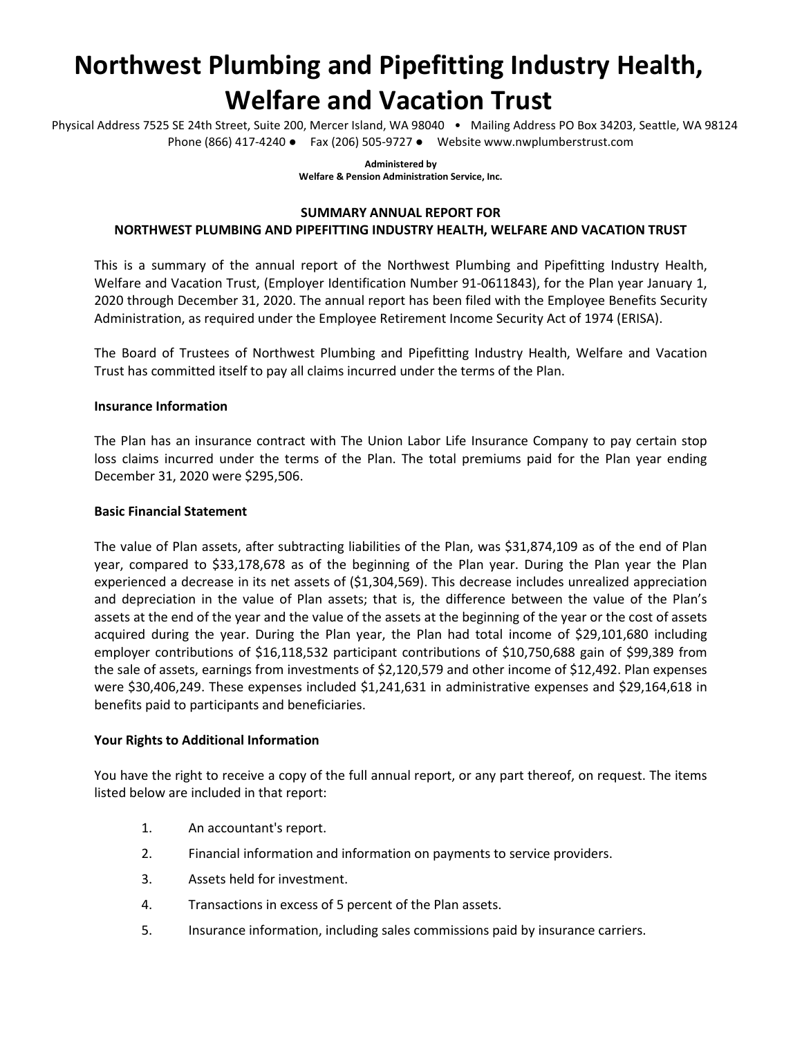# Northwest Plumbing and Pipefitting Industry Health, Welfare and Vacation Trust

Physical Address 7525 SE 24th Street, Suite 200, Mercer Island, WA 98040 • Mailing Address PO Box 34203, Seattle, WA 98124
Phone (866) 417-4240 ● Fax (206) 505-9727 ● Website www.nwplumberstrust.com

**Administered by**
**Welfare & Pension Administration Service, Inc.**

**SUMMARY ANNUAL REPORT FOR**
**NORTHWEST PLUMBING AND PIPEFITTING INDUSTRY HEALTH, WELFARE AND VACATION TRUST**

This is a summary of the annual report of the Northwest Plumbing and Pipefitting Industry Health, Welfare and Vacation Trust, (Employer Identification Number 91-0611843), for the Plan year January 1, 2020 through December 31, 2020. The annual report has been filed with the Employee Benefits Security Administration, as required under the Employee Retirement Income Security Act of 1974 (ERISA).

The Board of Trustees of Northwest Plumbing and Pipefitting Industry Health, Welfare and Vacation Trust has committed itself to pay all claims incurred under the terms of the Plan.

**Insurance Information**

The Plan has an insurance contract with The Union Labor Life Insurance Company to pay certain stop loss claims incurred under the terms of the Plan. The total premiums paid for the Plan year ending December 31, 2020 were $295,506.

**Basic Financial Statement**

The value of Plan assets, after subtracting liabilities of the Plan, was $31,874,109 as of the end of Plan year, compared to $33,178,678 as of the beginning of the Plan year. During the Plan year the Plan experienced a decrease in its net assets of ($1,304,569). This decrease includes unrealized appreciation and depreciation in the value of Plan assets; that is, the difference between the value of the Plan's assets at the end of the year and the value of the assets at the beginning of the year or the cost of assets acquired during the year. During the Plan year, the Plan had total income of $29,101,680 including employer contributions of $16,118,532 participant contributions of $10,750,688 gain of $99,389 from the sale of assets, earnings from investments of $2,120,579 and other income of $12,492. Plan expenses were $30,406,249. These expenses included $1,241,631 in administrative expenses and $29,164,618 in benefits paid to participants and beneficiaries.

**Your Rights to Additional Information**

You have the right to receive a copy of the full annual report, or any part thereof, on request. The items listed below are included in that report:

1. An accountant's report.
2. Financial information and information on payments to service providers.
3. Assets held for investment.
4. Transactions in excess of 5 percent of the Plan assets.
5. Insurance information, including sales commissions paid by insurance carriers.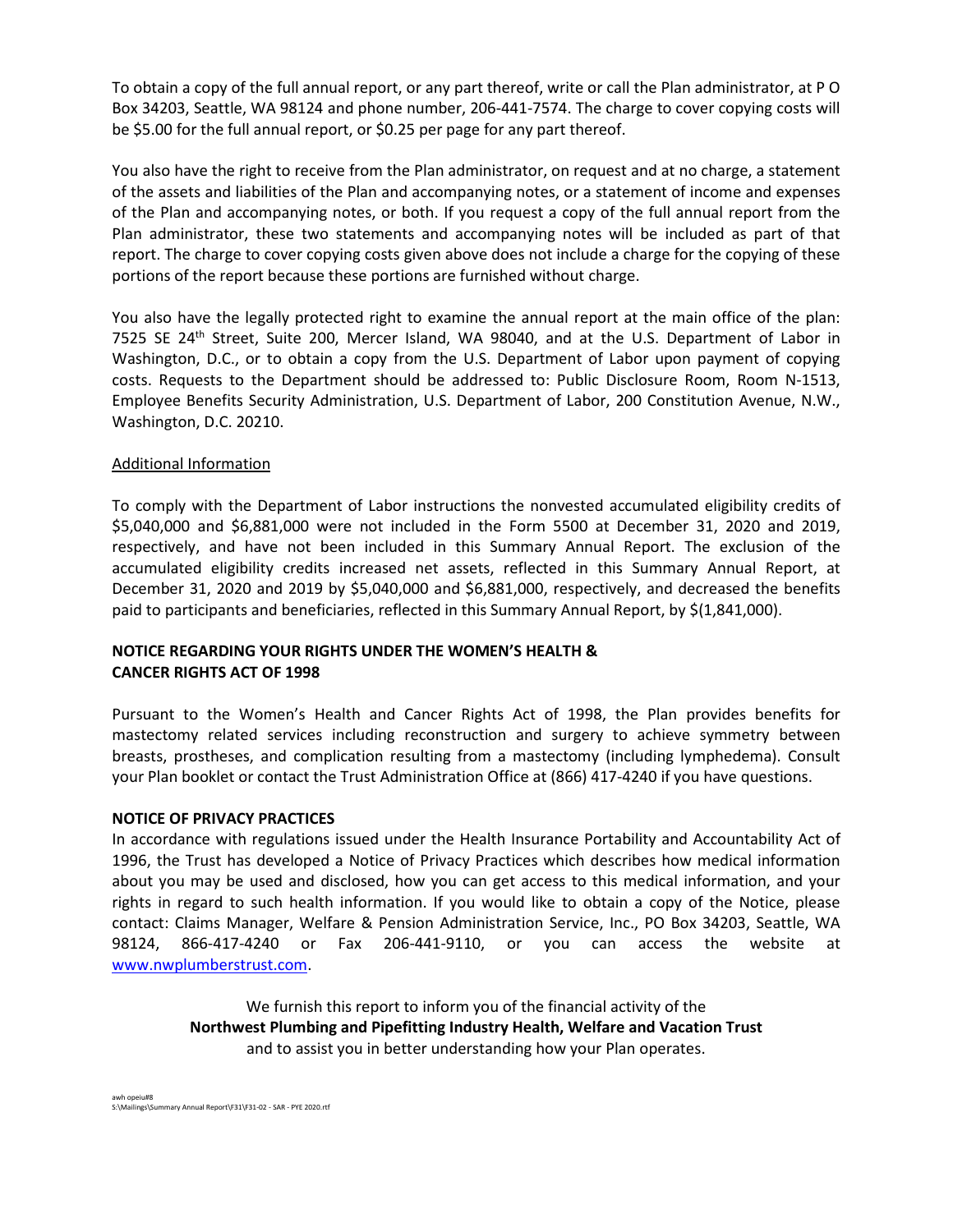To obtain a copy of the full annual report, or any part thereof, write or call the Plan administrator, at P O Box 34203, Seattle, WA 98124 and phone number, 206-441-7574. The charge to cover copying costs will be $5.00 for the full annual report, or $0.25 per page for any part thereof.

You also have the right to receive from the Plan administrator, on request and at no charge, a statement of the assets and liabilities of the Plan and accompanying notes, or a statement of income and expenses of the Plan and accompanying notes, or both. If you request a copy of the full annual report from the Plan administrator, these two statements and accompanying notes will be included as part of that report. The charge to cover copying costs given above does not include a charge for the copying of these portions of the report because these portions are furnished without charge.

You also have the legally protected right to examine the annual report at the main office of the plan: 7525 SE 24th Street, Suite 200, Mercer Island, WA 98040, and at the U.S. Department of Labor in Washington, D.C., or to obtain a copy from the U.S. Department of Labor upon payment of copying costs. Requests to the Department should be addressed to: Public Disclosure Room, Room N-1513, Employee Benefits Security Administration, U.S. Department of Labor, 200 Constitution Avenue, N.W., Washington, D.C. 20210.

Additional Information

To comply with the Department of Labor instructions the nonvested accumulated eligibility credits of $5,040,000 and $6,881,000 were not included in the Form 5500 at December 31, 2020 and 2019, respectively, and have not been included in this Summary Annual Report. The exclusion of the accumulated eligibility credits increased net assets, reflected in this Summary Annual Report, at December 31, 2020 and 2019 by $5,040,000 and $6,881,000, respectively, and decreased the benefits paid to participants and beneficiaries, reflected in this Summary Annual Report, by $(1,841,000).

**NOTICE REGARDING YOUR RIGHTS UNDER THE WOMEN'S HEALTH & CANCER RIGHTS ACT OF 1998**

Pursuant to the Women's Health and Cancer Rights Act of 1998, the Plan provides benefits for mastectomy related services including reconstruction and surgery to achieve symmetry between breasts, prostheses, and complication resulting from a mastectomy (including lymphedema). Consult your Plan booklet or contact the Trust Administration Office at (866) 417-4240 if you have questions.

**NOTICE OF PRIVACY PRACTICES**

In accordance with regulations issued under the Health Insurance Portability and Accountability Act of 1996, the Trust has developed a Notice of Privacy Practices which describes how medical information about you may be used and disclosed, how you can get access to this medical information, and your rights in regard to such health information. If you would like to obtain a copy of the Notice, please contact: Claims Manager, Welfare & Pension Administration Service, Inc., PO Box 34203, Seattle, WA 98124, 866-417-4240 or Fax 206-441-9110, or you can access the website at www.nwplumberstrust.com.

We furnish this report to inform you of the financial activity of the **Northwest Plumbing and Pipefitting Industry Health, Welfare and Vacation Trust** and to assist you in better understanding how your Plan operates.

awh opeiu#8
S:\Mailings\Summary Annual Report\F31\F31-02 - SAR - PYE 2020.rtf